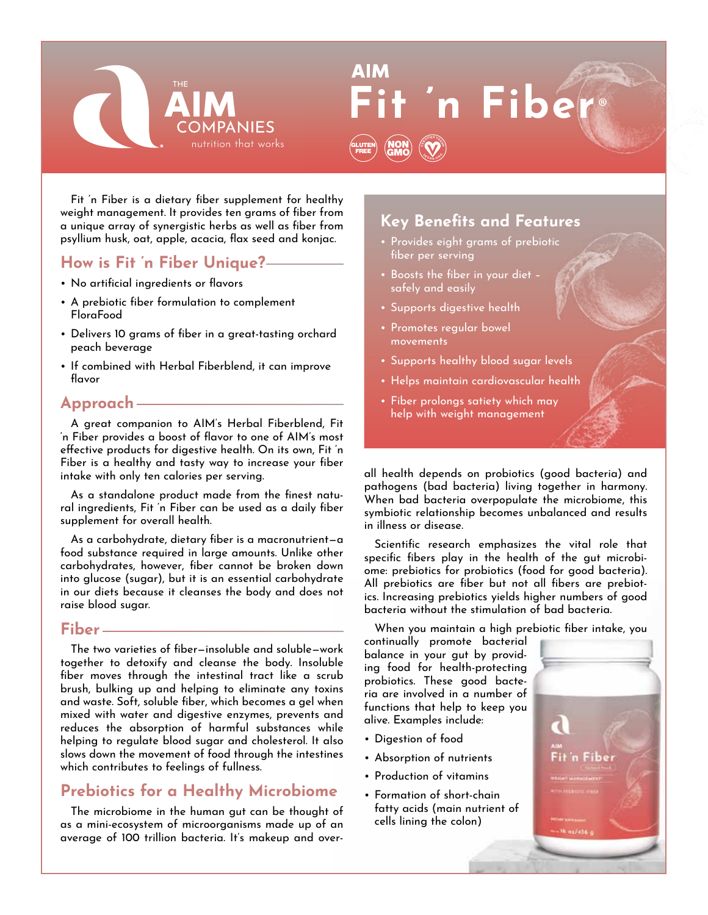# AIM Fit 'n Fiber®

GLUTEN FREE · NON GMO · CERTIFIED VEGAN

Fit 'n Fiber is a dietary fiber supplement for healthy weight management. It provides ten grams of fiber from a unique array of synergistic herbs as well as fiber from psyllium husk, oat, apple, acacia, flax seed and konjac.

## How is Fit 'n Fiber Unique?

- No artificial ingredients or flavors
- A prebiotic fiber formulation to complement FloraFood
- Delivers 10 grams of fiber in a great-tasting orchard peach beverage
- If combined with Herbal Fiberblend, it can improve flavor

## Approach

A great companion to AIM's Herbal Fiberblend, Fit 'n Fiber provides a boost of flavor to one of AIM's most effective products for digestive health. On its own, Fit 'n Fiber is a healthy and tasty way to increase your fiber intake with only ten calories per serving.

As a standalone product made from the finest natural ingredients, Fit 'n Fiber can be used as a daily fiber supplement for overall health.

As a carbohydrate, dietary fiber is a macronutrient—a food substance required in large amounts. Unlike other carbohydrates, however, fiber cannot be broken down into glucose (sugar), but it is an essential carbohydrate in our diets because it cleanses the body and does not raise blood sugar.

## Fiber

The two varieties of fiber—insoluble and soluble—work together to detoxify and cleanse the body. Insoluble fiber moves through the intestinal tract like a scrub brush, bulking up and helping to eliminate any toxins and waste. Soft, soluble fiber, which becomes a gel when mixed with water and digestive enzymes, prevents and reduces the absorption of harmful substances while helping to regulate blood sugar and cholesterol. It also slows down the movement of food through the intestines which contributes to feelings of fullness.

## Prebiotics for a Healthy Microbiome

The microbiome in the human gut can be thought of as a mini-ecosystem of microorganisms made up of an average of 100 trillion bacteria. It's makeup and overall health depends on probiotics (good bacteria) and pathogens (bad bacteria) living together in harmony. When bad bacteria overpopulate the microbiome, this symbiotic relationship becomes unbalanced and results in illness or disease.

Scientific research emphasizes the vital role that specific fibers play in the health of the gut microbiome: prebiotics for probiotics (food for good bacteria). All prebiotics are fiber but not all fibers are prebiotics. Increasing prebiotics yields higher numbers of good bacteria without the stimulation of bad bacteria.

When you maintain a high prebiotic fiber intake, you continually promote bacterial balance in your gut by providing food for health-protecting probiotics. These good bacteria are involved in a number of functions that help to keep you alive. Examples include:

- Digestion of food
- Absorption of nutrients
- Production of vitamins
- Formation of short-chain fatty acids (main nutrient of cells lining the colon)

## Key Benefits and Features

- Provides eight grams of prebiotic fiber per serving
- Boosts the fiber in your diet – safely and easily
- Supports digestive health
- Promotes regular bowel movements
- Supports healthy blood sugar levels
- Helps maintain cardiovascular health
- Fiber prolongs satiety which may help with weight management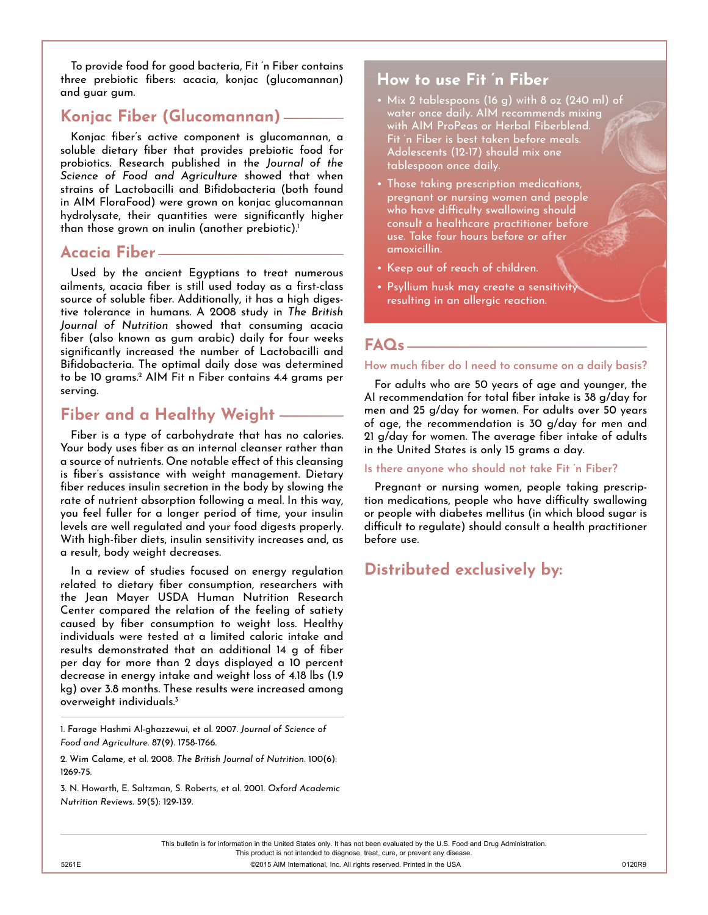To provide food for good bacteria, Fit ′n Fiber contains three prebiotic fibers: acacia, konjac (glucomannan) and guar gum.

## Konjac Fiber (Glucomannan)

Konjac fiber's active component is glucomannan, a soluble dietary fiber that provides prebiotic food for probiotics. Research published in the *Journal of the Science of Food and Agriculture* showed that when strains of Lactobacilli and Bifidobacteria (both found in AIM FloraFood) were grown on konjac glucomannan hydrolysate, their quantities were significantly higher than those grown on inulin (another prebiotic).[1]

## Acacia Fiber

Used by the ancient Egyptians to treat numerous ailments, acacia fiber is still used today as a first-class source of soluble fiber. Additionally, it has a high digestive tolerance in humans. A 2008 study in *The British Journal of Nutrition* showed that consuming acacia fiber (also known as gum arabic) daily for four weeks significantly increased the number of Lactobacilli and Bifidobacteria. The optimal daily dose was determined to be 10 grams.[2] AIM Fit n Fiber contains 4.4 grams per serving.

## Fiber and a Healthy Weight

Fiber is a type of carbohydrate that has no calories. Your body uses fiber as an internal cleanser rather than a source of nutrients. One notable effect of this cleansing is fiber's assistance with weight management. Dietary fiber reduces insulin secretion in the body by slowing the rate of nutrient absorption following a meal. In this way, you feel fuller for a longer period of time, your insulin levels are well regulated and your food digests properly. With high-fiber diets, insulin sensitivity increases and, as a result, body weight decreases.

In a review of studies focused on energy regulation related to dietary fiber consumption, researchers with the Jean Mayer USDA Human Nutrition Research Center compared the relation of the feeling of satiety caused by fiber consumption to weight loss. Healthy individuals were tested at a limited caloric intake and results demonstrated that an additional 14 g of fiber per day for more than 2 days displayed a 10 percent decrease in energy intake and weight loss of 4.18 lbs (1.9 kg) over 3.8 months. These results were increased among overweight individuals.[3]

1. Farage Hashmi Al-ghazzewui, et al. 2007. *Journal of Science of Food and Agriculture*. 87(9). 1758-1766.

2. Wim Calame, et al. 2008. *The British Journal of Nutrition*. 100(6): 1269-75.

3. N. Howarth, E. Saltzman, S. Roberts, et al. 2001. *Oxford Academic Nutrition Reviews*. 59(5): 129-139.

## How to use Fit ′n Fiber

- Mix 2 tablespoons (16 g) with 8 oz (240 ml) of water once daily. AIM recommends mixing with AIM ProPeas or Herbal Fiberblend. Fit ′n Fiber is best taken before meals. Adolescents (12-17) should mix one tablespoon once daily.
- Those taking prescription medications, pregnant or nursing women and people who have difficulty swallowing should consult a healthcare practitioner before use. Take four hours before or after amoxicillin.
- Keep out of reach of children.
- Psyllium husk may create a sensitivity resulting in an allergic reaction.

## FAQs

### How much fiber do I need to consume on a daily basis?

For adults who are 50 years of age and younger, the AI recommendation for total fiber intake is 38 g/day for men and 25 g/day for women. For adults over 50 years of age, the recommendation is 30 g/day for men and 21 g/day for women. The average fiber intake of adults in the United States is only 15 grams a day.

### Is there anyone who should not take Fit ′n Fiber?

Pregnant or nursing women, people taking prescription medications, people who have difficulty swallowing or people with diabetes mellitus (in which blood sugar is difficult to regulate) should consult a health practitioner before use.

## Distributed exclusively by:

This bulletin is for information in the United States only. It has not been evaluated by the U.S. Food and Drug Administration.
This product is not intended to diagnose, treat, cure, or prevent any disease.

5261E ©2015 AIM International, Inc. All rights reserved. Printed in the USA 0120R9